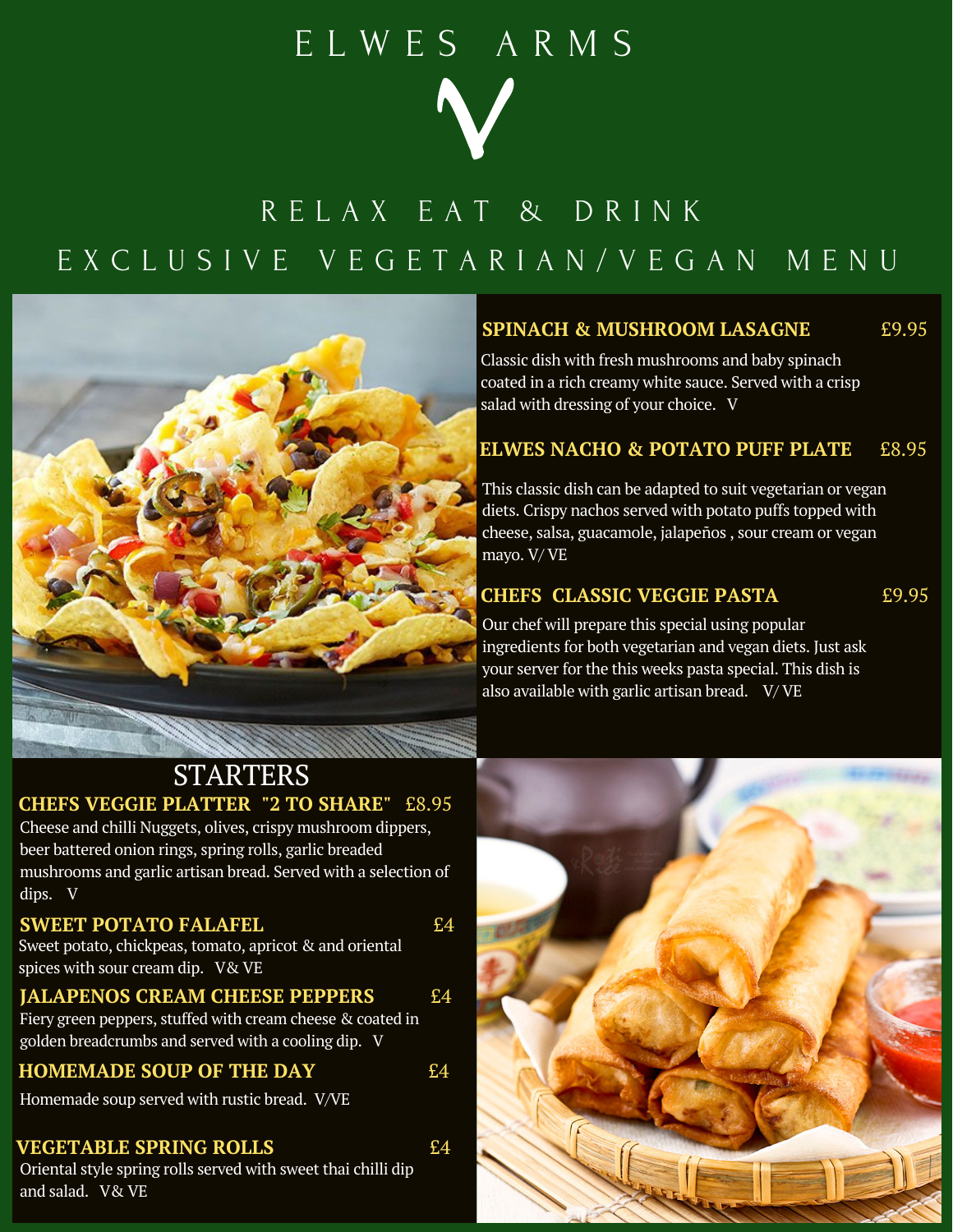# ELWES ARMS

# V

## RELAX EAT & DRINK

## EXCLUSIVE VEGETARIAN/VEGAN MENU

**SPINACH & MUSHROOM LASAGNE** £9.95

Classic dish with fresh mushrooms and baby spinach coated in a rich creamy white sauce. Served with a crisp salad with dressing of your choice. V

**ELWES NACHO & POTATO PUFF PLATE** £8.95

This classic dish can be adapted to suit vegetarian or vegan diets. Crispy nachos served with potato puffs topped with cheese, salsa, guacamole, jalapeños , sour cream or vegan mayo. V/ VE

**CHEFS CLASSIC VEGGIE PASTA** £9.95

Our chef will prepare this special using popular ingredients for both vegetarian and vegan diets. Just ask your server for the this weeks pasta special. This dish is also available with garlic artisan bread. V/ VE

## STARTERS

**CHEFS VEGGIE PLATTER "2 TO SHARE"** £8.95

Cheese and chilli Nuggets, olives, crispy mushroom dippers, beer battered onion rings, spring rolls, garlic breaded mushrooms and garlic artisan bread. Served with a selection of dips. V

**SWEET POTATO FALAFEL** £4

Sweet potato, chickpeas, tomato, apricot & and oriental spices with sour cream dip. V& VE

**JALAPENOS CREAM CHEESE PEPPERS** £4

Fiery green peppers, stuffed with cream cheese & coated in golden breadcrumbs and served with a cooling dip. V

**HOMEMADE SOUP OF THE DAY** £4

Homemade soup served with rustic bread. V/VE

**VEGETABLE SPRING ROLLS** £4

Oriental style spring rolls served with sweet thai chilli dip and salad. V& VE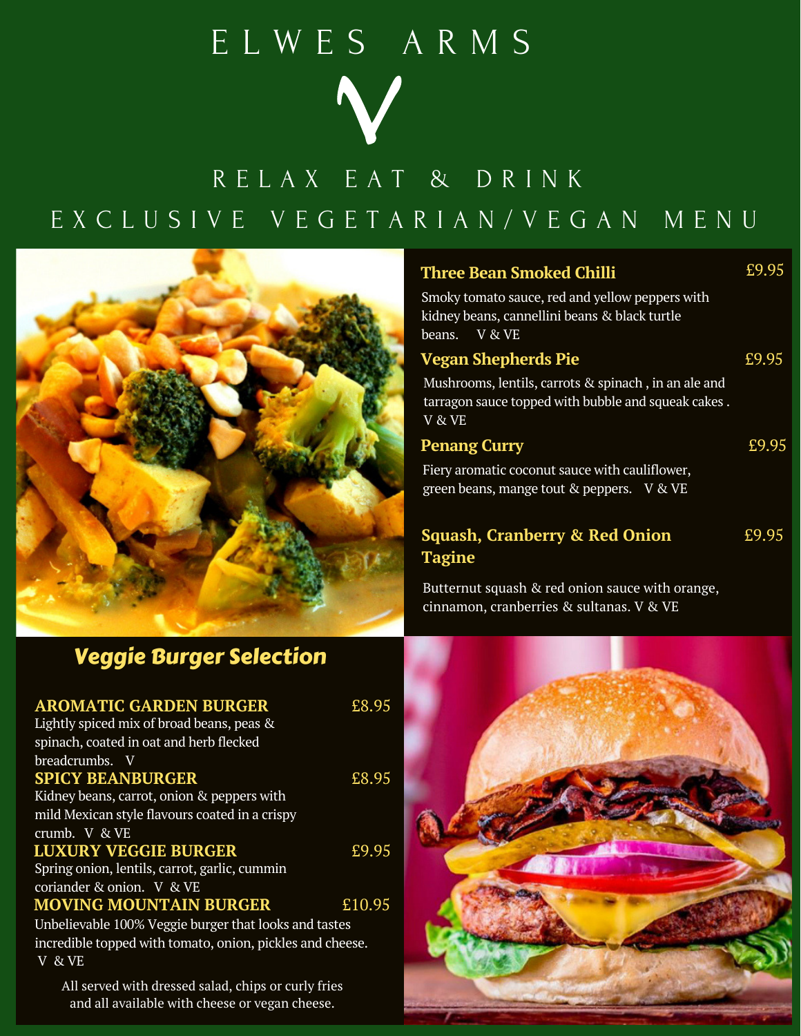# ELWES ARMS

V

## RELAX EAT & DRINK

## EXCLUSIVE VEGETARIAN/VEGAN MENU

**Three Bean Smoked Chilli** £9.95

Smoky tomato sauce, red and yellow peppers with kidney beans, cannellini beans & black turtle beans. V & VE

**Vegan Shepherds Pie** £9.95

Mushrooms, lentils, carrots & spinach , in an ale and tarragon sauce topped with bubble and squeak cakes . V & VE

**Penang Curry** £9.95

Fiery aromatic coconut sauce with cauliflower, green beans, mange tout & peppers. V & VE

**Squash, Cranberry & Red Onion Tagine** £9.95

Butternut squash & red onion sauce with orange, cinnamon, cranberries & sultanas. V & VE

### *Veggie Burger Selection*

**AROMATIC GARDEN BURGER** £8.95

Lightly spiced mix of broad beans, peas & spinach, coated in oat and herb flecked breadcrumbs. V

**SPICY BEANBURGER** £8.95

Kidney beans, carrot, onion & peppers with mild Mexican style flavours coated in a crispy crumb. V & VE

**LUXURY VEGGIE BURGER** £9.95

Spring onion, lentils, carrot, garlic, cummin coriander & onion. V & VE

**MOVING MOUNTAIN BURGER** £10.95

Unbelievable 100% Veggie burger that looks and tastes incredible topped with tomato, onion, pickles and cheese. V & VE

All served with dressed salad, chips or curly fries and all available with cheese or vegan cheese.